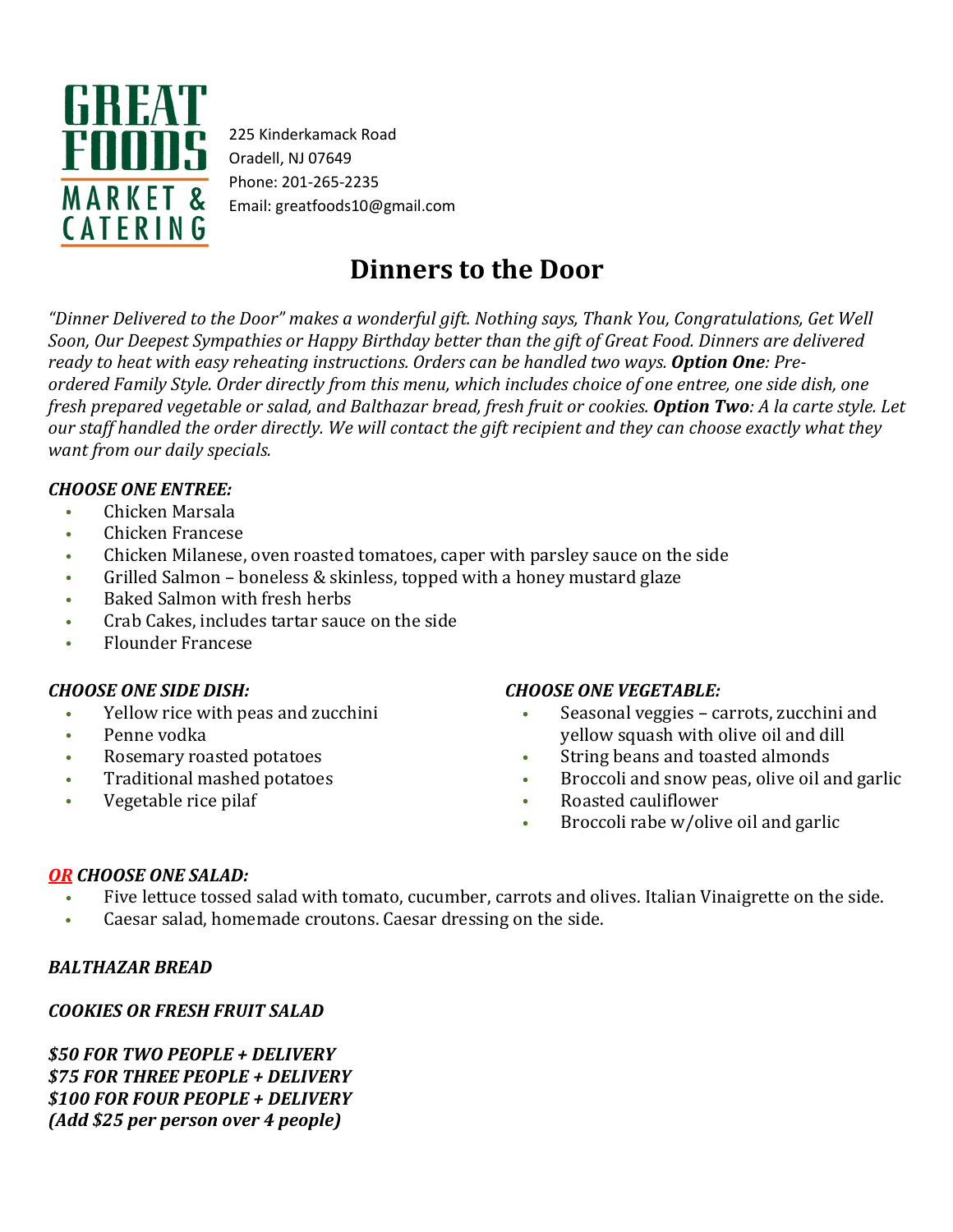GREAT FOODS MARKET & CATERING

225 Kinderkamack Road
Oradell, NJ 07649
Phone: 201-265-2235
Email: greatfoods10@gmail.com

# Dinners to the Door

*"Dinner Delivered to the Door" makes a wonderful gift. Nothing says, Thank You, Congratulations, Get Well Soon, Our Deepest Sympathies or Happy Birthday better than the gift of Great Food. Dinners are delivered ready to heat with easy reheating instructions. Orders can be handled two ways.* ***Option One****: Pre-ordered Family Style. Order directly from this menu, which includes choice of one entree, one side dish, one fresh prepared vegetable or salad, and Balthazar bread, fresh fruit or cookies.* ***Option Two****: A la carte style. Let our staff handled the order directly. We will contact the gift recipient and they can choose exactly what they want from our daily specials.*

***CHOOSE ONE ENTREE:***

- Chicken Marsala
- Chicken Francese
- Chicken Milanese, oven roasted tomatoes, caper with parsley sauce on the side
- Grilled Salmon – boneless & skinless, topped with a honey mustard glaze
- Baked Salmon with fresh herbs
- Crab Cakes, includes tartar sauce on the side
- Flounder Francese

***CHOOSE ONE SIDE DISH:***

- Yellow rice with peas and zucchini
- Penne vodka
- Rosemary roasted potatoes
- Traditional mashed potatoes
- Vegetable rice pilaf

***CHOOSE ONE VEGETABLE:***

- Seasonal veggies – carrots, zucchini and yellow squash with olive oil and dill
- String beans and toasted almonds
- Broccoli and snow peas, olive oil and garlic
- Roasted cauliflower
- Broccoli rabe w/olive oil and garlic

***OR CHOOSE ONE SALAD:***

- Five lettuce tossed salad with tomato, cucumber, carrots and olives. Italian Vinaigrette on the side.
- Caesar salad, homemade croutons. Caesar dressing on the side.

***BALTHAZAR BREAD***

***COOKIES OR FRESH FRUIT SALAD***

***$50 FOR TWO PEOPLE + DELIVERY***
***$75 FOR THREE PEOPLE + DELIVERY***
***$100 FOR FOUR PEOPLE + DELIVERY***
***(Add $25 per person over 4 people)***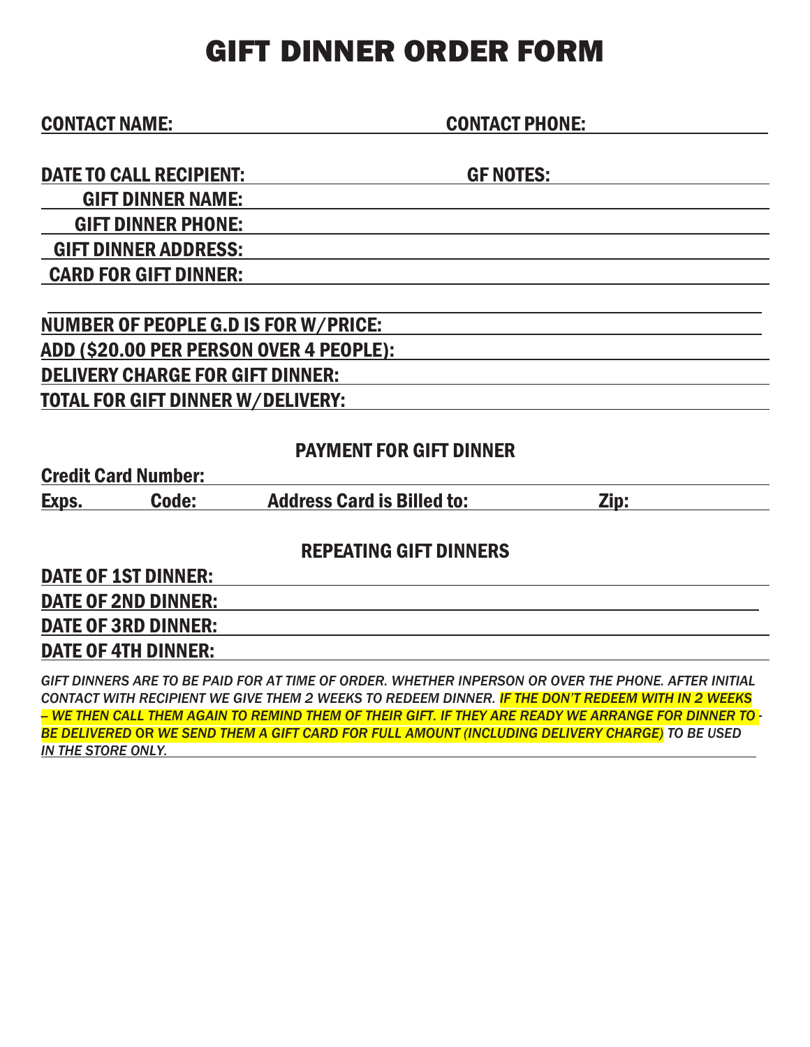# GIFT DINNER ORDER FORM

**CONTACT NAME:** ______________________ **CONTACT PHONE:** ______________________

**DATE TO CALL RECIPIENT:** ______________________ **GF NOTES:** ______________________

**GIFT DINNER NAME:** ______________________

**GIFT DINNER PHONE:** ______________________

**GIFT DINNER ADDRESS:** ______________________

**CARD FOR GIFT DINNER:** ______________________

______________________

**NUMBER OF PEOPLE G.D IS FOR W/PRICE:** ______________________

**ADD ($20.00 PER PERSON OVER 4 PEOPLE):** ______________________

**DELIVERY CHARGE FOR GIFT DINNER:** ______________________

**TOTAL FOR GIFT DINNER W/DELIVERY:** ______________________

## PAYMENT FOR GIFT DINNER

**Credit Card Number:** ______________________

**Exps.** __________ **Code:** __________ **Address Card is Billed to:** ______________________ **Zip:** __________

## REPEATING GIFT DINNERS

**DATE OF 1ST DINNER:** ______________________

**DATE OF 2ND DINNER:** ______________________

**DATE OF 3RD DINNER:** ______________________

**DATE OF 4TH DINNER:** ______________________

*GIFT DINNERS ARE TO BE PAID FOR AT TIME OF ORDER. WHETHER INPERSON OR OVER THE PHONE. AFTER INITIAL CONTACT WITH RECIPIENT WE GIVE THEM 2 WEEKS TO REDEEM DINNER. IF THE DON'T REDEEM WITH IN 2 WEEKS – WE THEN CALL THEM AGAIN TO REMIND THEM OF THEIR GIFT. IF THEY ARE READY WE ARRANGE FOR DINNER TO BE DELIVERED* OR *WE SEND THEM A GIFT CARD FOR FULL AMOUNT (INCLUDING DELIVERY CHARGE) TO BE USED IN THE STORE ONLY.*